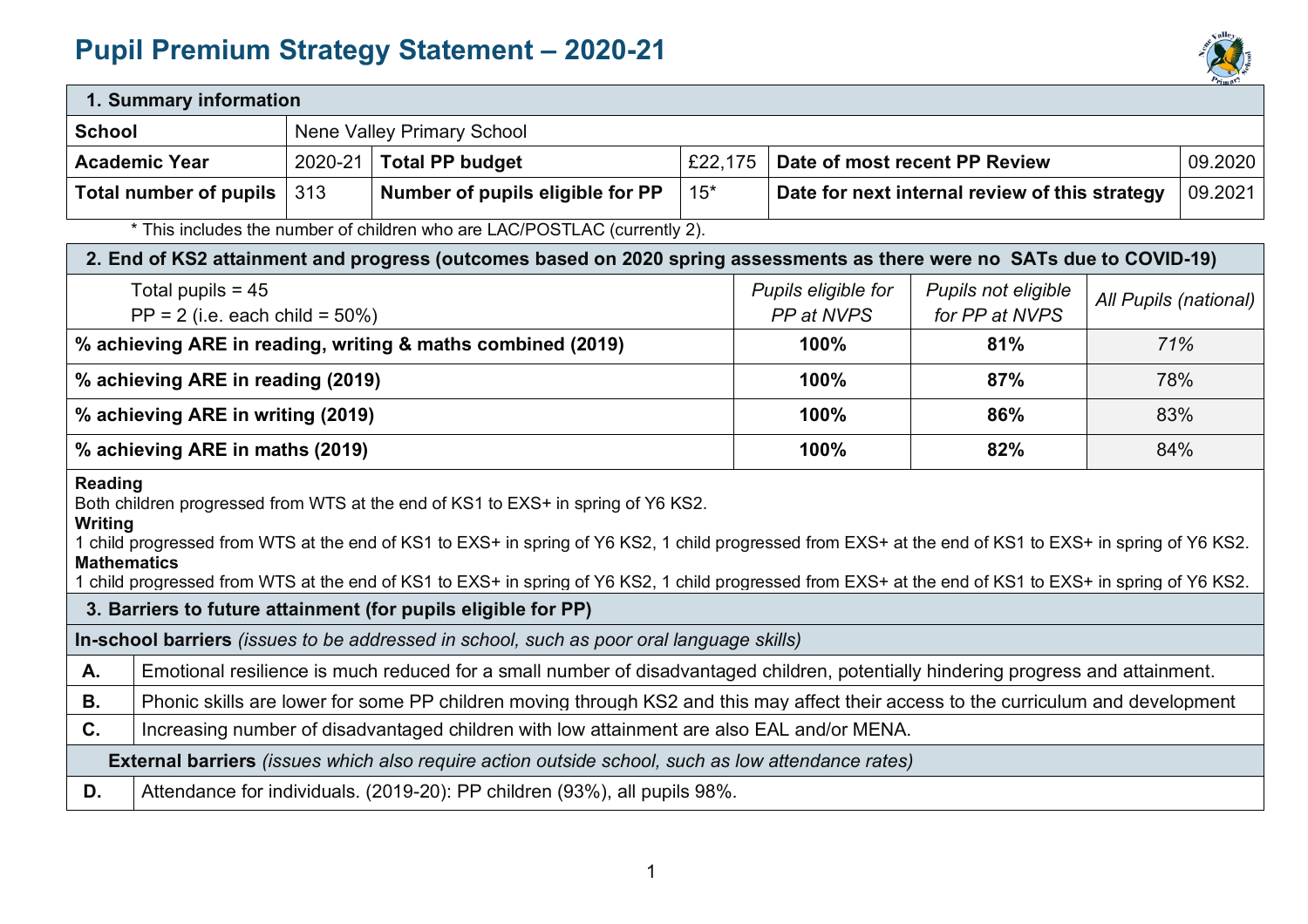# Pupil Premium Strategy Statement – 2020-21

| 1. Summary information | | | | | |
|---|---|---|---|---|---|
| **School** | Nene Valley Primary School | | | | |
| **Academic Year** | 2020-21 | **Total PP budget** | £22,175 | **Date of most recent PP Review** | 09.2020 |
| **Total number of pupils** | 313 | **Number of pupils eligible for PP** | 15* | **Date for next internal review of this strategy** | 09.2021 |

\* This includes the number of children who are LAC/POSTLAC (currently 2).

| 2. End of KS2 attainment and progress (outcomes based on 2020 spring assessments as there were no SATs due to COVID-19) | | | |
|---|---|---|---|
| Total pupils = 45<br>PP = 2 (i.e. each child = 50%) | *Pupils eligible for PP at NVPS* | *Pupils not eligible for PP at NVPS* | *All Pupils (national)* |
| **% achieving ARE in reading, writing & maths combined (2019)** | **100%** | **81%** | *71%* |
| **% achieving ARE in reading (2019)** | **100%** | **87%** | 78% |
| **% achieving ARE in writing (2019)** | **100%** | **86%** | 83% |
| **% achieving ARE in maths (2019)** | **100%** | **82%** | 84% |

**Reading**
Both children progressed from WTS at the end of KS1 to EXS+ in spring of Y6 KS2.
**Writing**
1 child progressed from WTS at the end of KS1 to EXS+ in spring of Y6 KS2, 1 child progressed from EXS+ at the end of KS1 to EXS+ in spring of Y6 KS2.
**Mathematics**
1 child progressed from WTS at the end of KS1 to EXS+ in spring of Y6 KS2, 1 child progressed from EXS+ at the end of KS1 to EXS+ in spring of Y6 KS2.

| 3. Barriers to future attainment (for pupils eligible for PP) | |
|---|---|
| **In-school barriers** *(issues to be addressed in school, such as poor oral language skills)* | |
| **A.** | Emotional resilience is much reduced for a small number of disadvantaged children, potentially hindering progress and attainment. |
| **B.** | Phonic skills are lower for some PP children moving through KS2 and this may affect their access to the curriculum and development |
| **C.** | Increasing number of disadvantaged children with low attainment are also EAL and/or MENA. |
| **External barriers** *(issues which also require action outside school, such as low attendance rates)* | |
| **D.** | Attendance for individuals. (2019-20): PP children (93%), all pupils 98%. |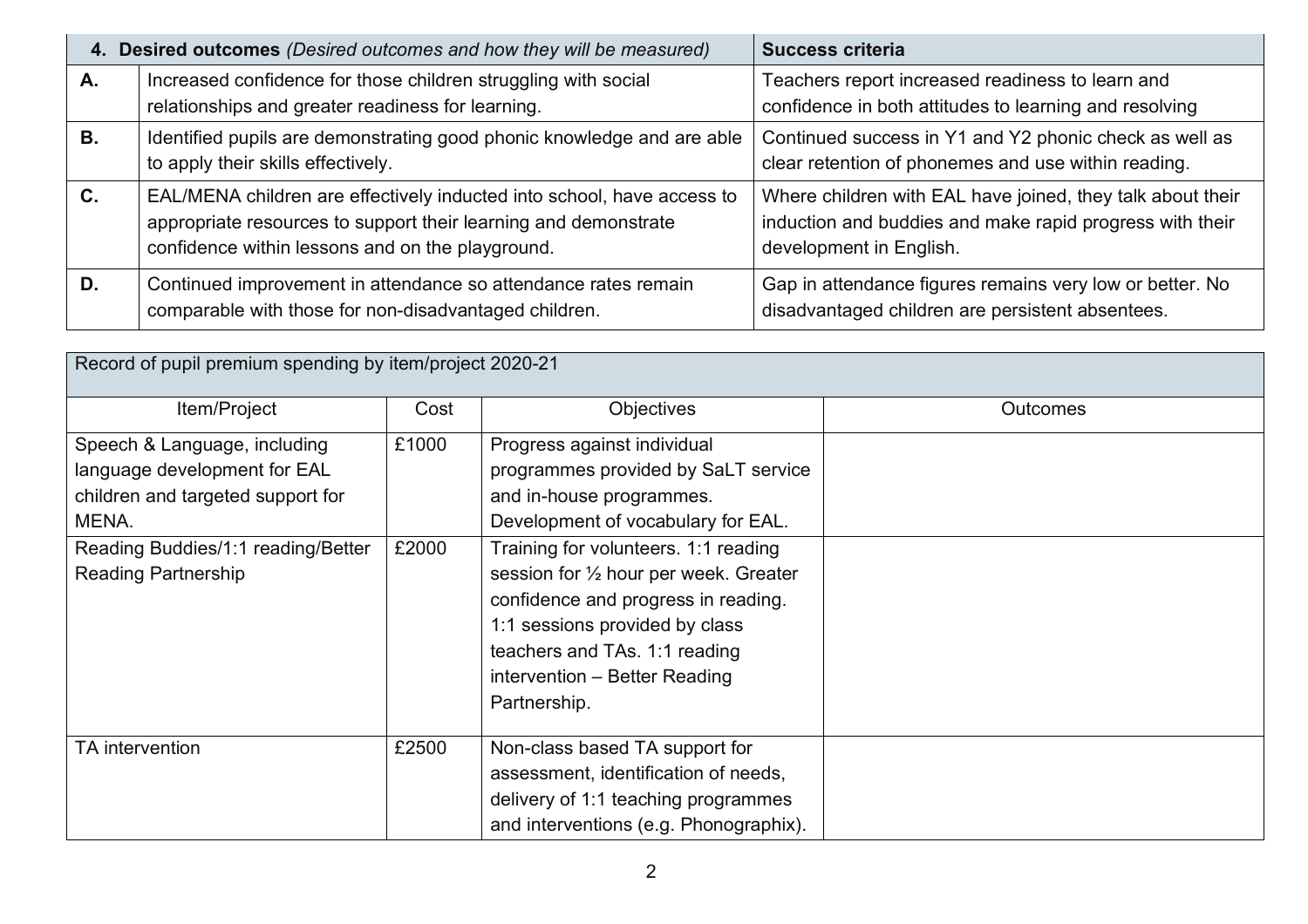| 4. **Desired outcomes** *(Desired outcomes and how they will be measured)* | | **Success criteria** |
|---|---|---|
| **A.** | Increased confidence for those children struggling with social relationships and greater readiness for learning. | Teachers report increased readiness to learn and confidence in both attitudes to learning and resolving |
| **B.** | Identified pupils are demonstrating good phonic knowledge and are able to apply their skills effectively. | Continued success in Y1 and Y2 phonic check as well as clear retention of phonemes and use within reading. |
| **C.** | EAL/MENA children are effectively inducted into school, have access to appropriate resources to support their learning and demonstrate confidence within lessons and on the playground. | Where children with EAL have joined, they talk about their induction and buddies and make rapid progress with their development in English. |
| **D.** | Continued improvement in attendance so attendance rates remain comparable with those for non-disadvantaged children. | Gap in attendance figures remains very low or better. No disadvantaged children are persistent absentees. |

| Record of pupil premium spending by item/project 2020-21 | | | |
|---|---|---|---|
| Item/Project | Cost | Objectives | Outcomes |
| Speech & Language, including language development for EAL children and targeted support for MENA. | £1000 | Progress against individual programmes provided by SaLT service and in-house programmes. Development of vocabulary for EAL. | |
| Reading Buddies/1:1 reading/Better Reading Partnership | £2000 | Training for volunteers. 1:1 reading session for ½ hour per week. Greater confidence and progress in reading. 1:1 sessions provided by class teachers and TAs. 1:1 reading intervention – Better Reading Partnership. | |
| TA intervention | £2500 | Non-class based TA support for assessment, identification of needs, delivery of 1:1 teaching programmes and interventions (e.g. Phonographix). | |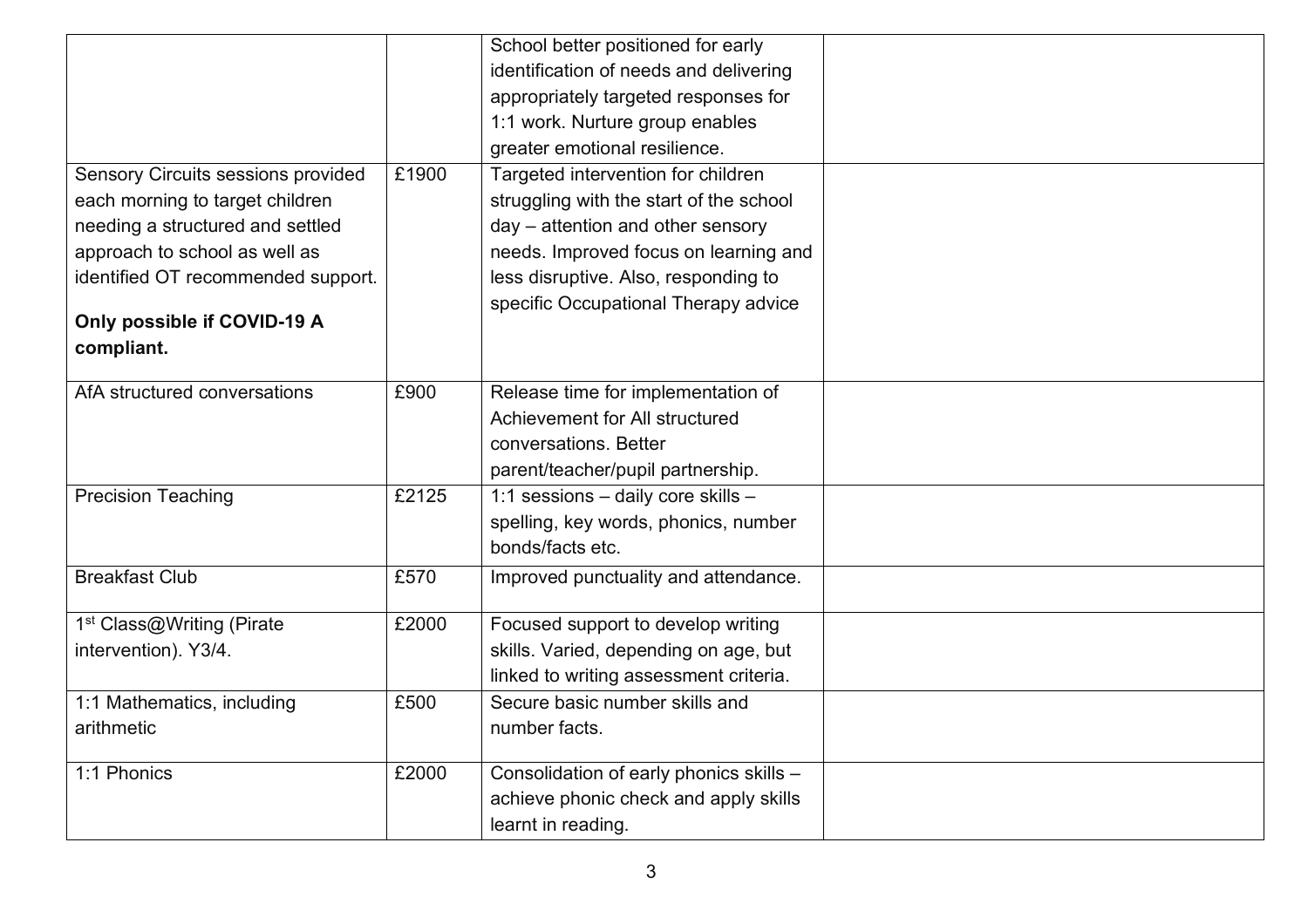| | | | |
|---|---|---|---|
| | | School better positioned for early identification of needs and delivering appropriately targeted responses for 1:1 work. Nurture group enables greater emotional resilience. | |
| Sensory Circuits sessions provided each morning to target children needing a structured and settled approach to school as well as identified OT recommended support.<br><br>**Only possible if COVID-19 A compliant.** | £1900 | Targeted intervention for children struggling with the start of the school day – attention and other sensory needs. Improved focus on learning and less disruptive. Also, responding to specific Occupational Therapy advice | |
| AfA structured conversations | £900 | Release time for implementation of Achievement for All structured conversations. Better parent/teacher/pupil partnership. | |
| Precision Teaching | £2125 | 1:1 sessions – daily core skills – spelling, key words, phonics, number bonds/facts etc. | |
| Breakfast Club | £570 | Improved punctuality and attendance. | |
| 1st Class@Writing (Pirate intervention). Y3/4. | £2000 | Focused support to develop writing skills. Varied, depending on age, but linked to writing assessment criteria. | |
| 1:1 Mathematics, including arithmetic | £500 | Secure basic number skills and number facts. | |
| 1:1 Phonics | £2000 | Consolidation of early phonics skills – achieve phonic check and apply skills learnt in reading. | |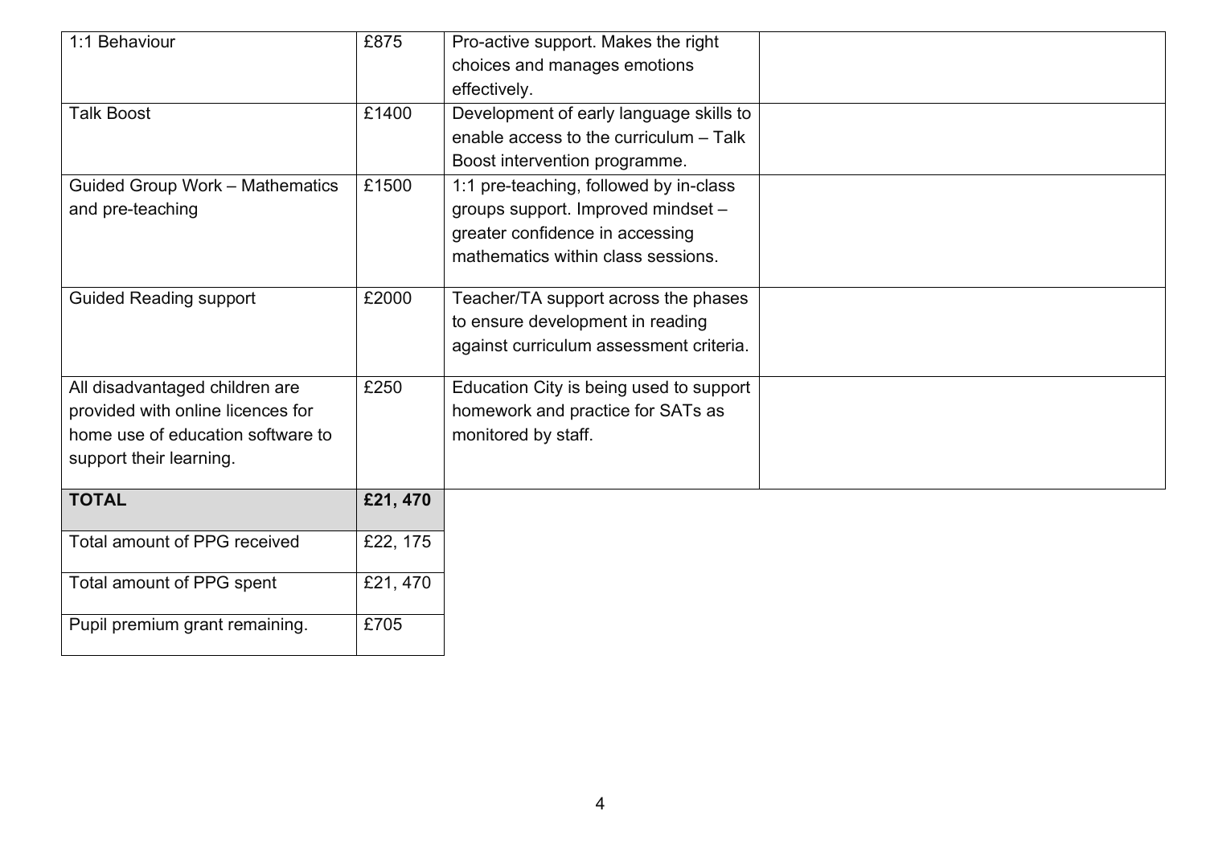| | | | |
|---|---|---|---|
| 1:1 Behaviour | £875 | Pro-active support. Makes the right choices and manages emotions effectively. | |
| Talk Boost | £1400 | Development of early language skills to enable access to the curriculum – Talk Boost intervention programme. | |
| Guided Group Work – Mathematics and pre-teaching | £1500 | 1:1 pre-teaching, followed by in-class groups support. Improved mindset – greater confidence in accessing mathematics within class sessions. | |
| Guided Reading support | £2000 | Teacher/TA support across the phases to ensure development in reading against curriculum assessment criteria. | |
| All disadvantaged children are provided with online licences for home use of education software to support their learning. | £250 | Education City is being used to support homework and practice for SATs as monitored by staff. | |
| **TOTAL** | **£21, 470** | | |
| Total amount of PPG received | £22, 175 | | |
| Total amount of PPG spent | £21, 470 | | |
| Pupil premium grant remaining. | £705 | | |